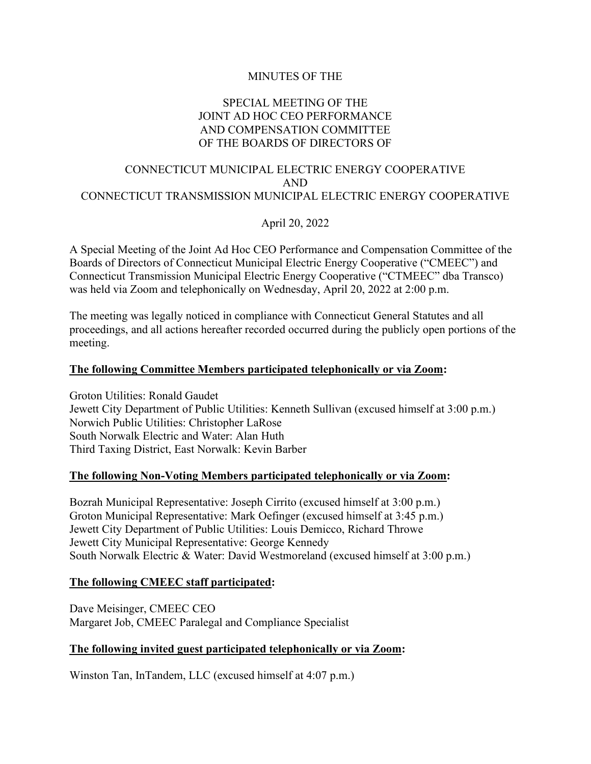MINUTES OF THE

SPECIAL MEETING OF THE
JOINT AD HOC CEO PERFORMANCE
AND COMPENSATION COMMITTEE
OF THE BOARDS OF DIRECTORS OF

CONNECTICUT MUNICIPAL ELECTRIC ENERGY COOPERATIVE
AND
CONNECTICUT TRANSMISSION MUNICIPAL ELECTRIC ENERGY COOPERATIVE

April 20, 2022

A Special Meeting of the Joint Ad Hoc CEO Performance and Compensation Committee of the Boards of Directors of Connecticut Municipal Electric Energy Cooperative ("CMEEC") and Connecticut Transmission Municipal Electric Energy Cooperative ("CTMEEC" dba Transco) was held via Zoom and telephonically on Wednesday, April 20, 2022 at 2:00 p.m.

The meeting was legally noticed in compliance with Connecticut General Statutes and all proceedings, and all actions hereafter recorded occurred during the publicly open portions of the meeting.

**The following Committee Members participated telephonically or via Zoom:**

Groton Utilities: Ronald Gaudet
Jewett City Department of Public Utilities: Kenneth Sullivan (excused himself at 3:00 p.m.)
Norwich Public Utilities: Christopher LaRose
South Norwalk Electric and Water: Alan Huth
Third Taxing District, East Norwalk: Kevin Barber

**The following Non-Voting Members participated telephonically or via Zoom:**

Bozrah Municipal Representative: Joseph Cirrito (excused himself at 3:00 p.m.)
Groton Municipal Representative: Mark Oefinger (excused himself at 3:45 p.m.)
Jewett City Department of Public Utilities: Louis Demicco, Richard Throwe
Jewett City Municipal Representative: George Kennedy
South Norwalk Electric & Water: David Westmoreland (excused himself at 3:00 p.m.)

**The following CMEEC staff participated:**

Dave Meisinger, CMEEC CEO
Margaret Job, CMEEC Paralegal and Compliance Specialist

**The following invited guest participated telephonically or via Zoom:**

Winston Tan, InTandem, LLC (excused himself at 4:07 p.m.)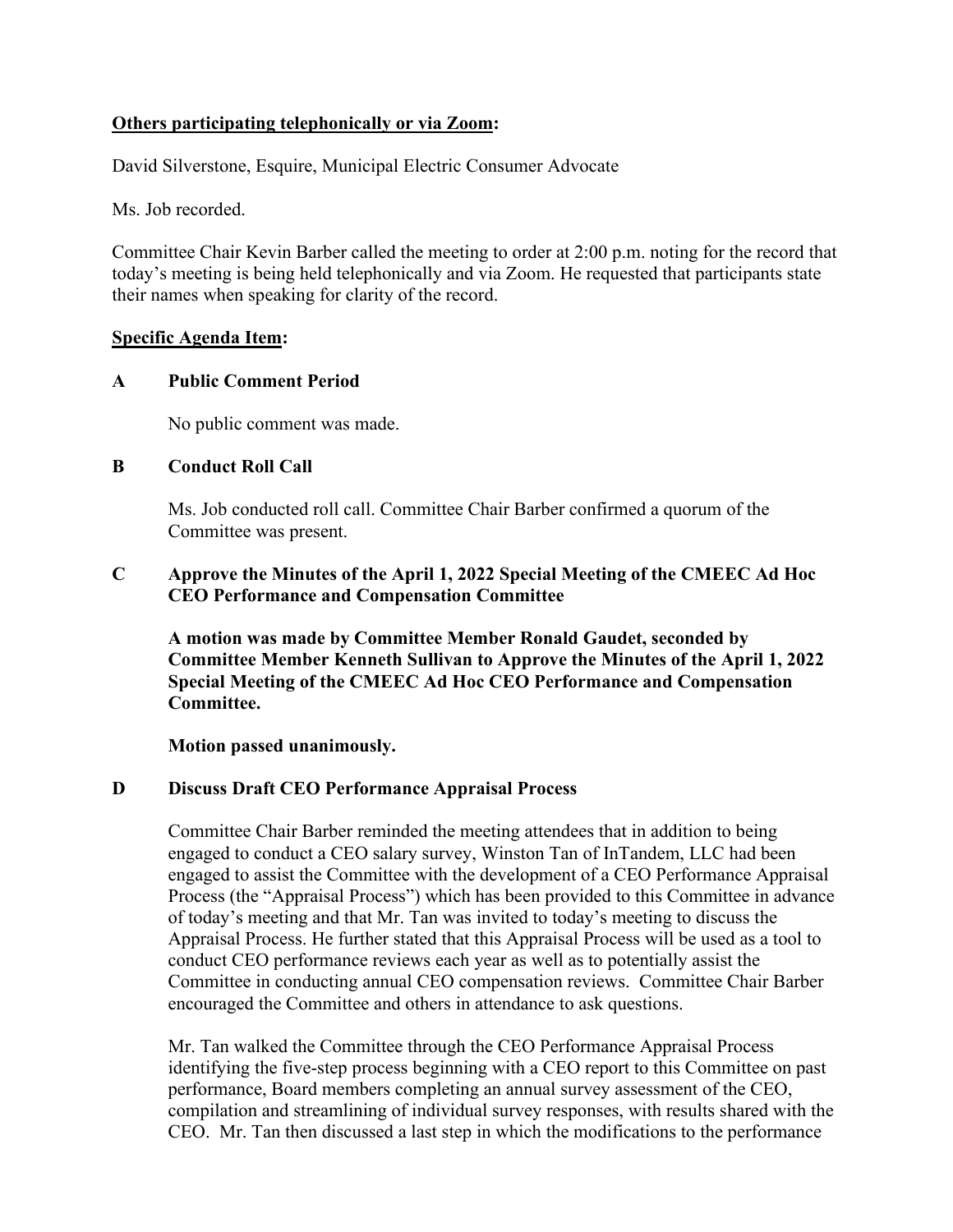**<u>Others participating telephonically or via Zoom</u>:**

David Silverstone, Esquire, Municipal Electric Consumer Advocate

Ms. Job recorded.

Committee Chair Kevin Barber called the meeting to order at 2:00 p.m. noting for the record that today's meeting is being held telephonically and via Zoom. He requested that participants state their names when speaking for clarity of the record.

**<u>Specific Agenda Item</u>:**

**A Public Comment Period**

No public comment was made.

**B Conduct Roll Call**

Ms. Job conducted roll call. Committee Chair Barber confirmed a quorum of the Committee was present.

**C Approve the Minutes of the April 1, 2022 Special Meeting of the CMEEC Ad Hoc CEO Performance and Compensation Committee**

**A motion was made by Committee Member Ronald Gaudet, seconded by Committee Member Kenneth Sullivan to Approve the Minutes of the April 1, 2022 Special Meeting of the CMEEC Ad Hoc CEO Performance and Compensation Committee.**

**Motion passed unanimously.**

**D Discuss Draft CEO Performance Appraisal Process**

Committee Chair Barber reminded the meeting attendees that in addition to being engaged to conduct a CEO salary survey, Winston Tan of InTandem, LLC had been engaged to assist the Committee with the development of a CEO Performance Appraisal Process (the "Appraisal Process") which has been provided to this Committee in advance of today's meeting and that Mr. Tan was invited to today's meeting to discuss the Appraisal Process. He further stated that this Appraisal Process will be used as a tool to conduct CEO performance reviews each year as well as to potentially assist the Committee in conducting annual CEO compensation reviews. Committee Chair Barber encouraged the Committee and others in attendance to ask questions.

Mr. Tan walked the Committee through the CEO Performance Appraisal Process identifying the five-step process beginning with a CEO report to this Committee on past performance, Board members completing an annual survey assessment of the CEO, compilation and streamlining of individual survey responses, with results shared with the CEO. Mr. Tan then discussed a last step in which the modifications to the performance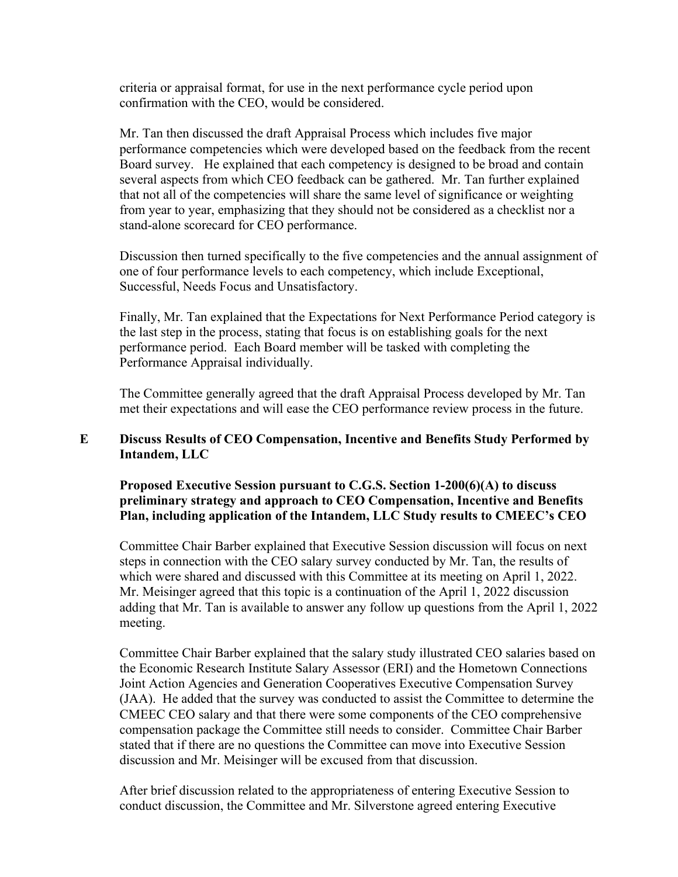criteria or appraisal format, for use in the next performance cycle period upon confirmation with the CEO, would be considered.

Mr. Tan then discussed the draft Appraisal Process which includes five major performance competencies which were developed based on the feedback from the recent Board survey. He explained that each competency is designed to be broad and contain several aspects from which CEO feedback can be gathered. Mr. Tan further explained that not all of the competencies will share the same level of significance or weighting from year to year, emphasizing that they should not be considered as a checklist nor a stand-alone scorecard for CEO performance.

Discussion then turned specifically to the five competencies and the annual assignment of one of four performance levels to each competency, which include Exceptional, Successful, Needs Focus and Unsatisfactory.

Finally, Mr. Tan explained that the Expectations for Next Performance Period category is the last step in the process, stating that focus is on establishing goals for the next performance period. Each Board member will be tasked with completing the Performance Appraisal individually.

The Committee generally agreed that the draft Appraisal Process developed by Mr. Tan met their expectations and will ease the CEO performance review process in the future.

**E Discuss Results of CEO Compensation, Incentive and Benefits Study Performed by Intandem, LLC**

**Proposed Executive Session pursuant to C.G.S. Section 1-200(6)(A) to discuss preliminary strategy and approach to CEO Compensation, Incentive and Benefits Plan, including application of the Intandem, LLC Study results to CMEEC's CEO**

Committee Chair Barber explained that Executive Session discussion will focus on next steps in connection with the CEO salary survey conducted by Mr. Tan, the results of which were shared and discussed with this Committee at its meeting on April 1, 2022. Mr. Meisinger agreed that this topic is a continuation of the April 1, 2022 discussion adding that Mr. Tan is available to answer any follow up questions from the April 1, 2022 meeting.

Committee Chair Barber explained that the salary study illustrated CEO salaries based on the Economic Research Institute Salary Assessor (ERI) and the Hometown Connections Joint Action Agencies and Generation Cooperatives Executive Compensation Survey (JAA). He added that the survey was conducted to assist the Committee to determine the CMEEC CEO salary and that there were some components of the CEO comprehensive compensation package the Committee still needs to consider. Committee Chair Barber stated that if there are no questions the Committee can move into Executive Session discussion and Mr. Meisinger will be excused from that discussion.

After brief discussion related to the appropriateness of entering Executive Session to conduct discussion, the Committee and Mr. Silverstone agreed entering Executive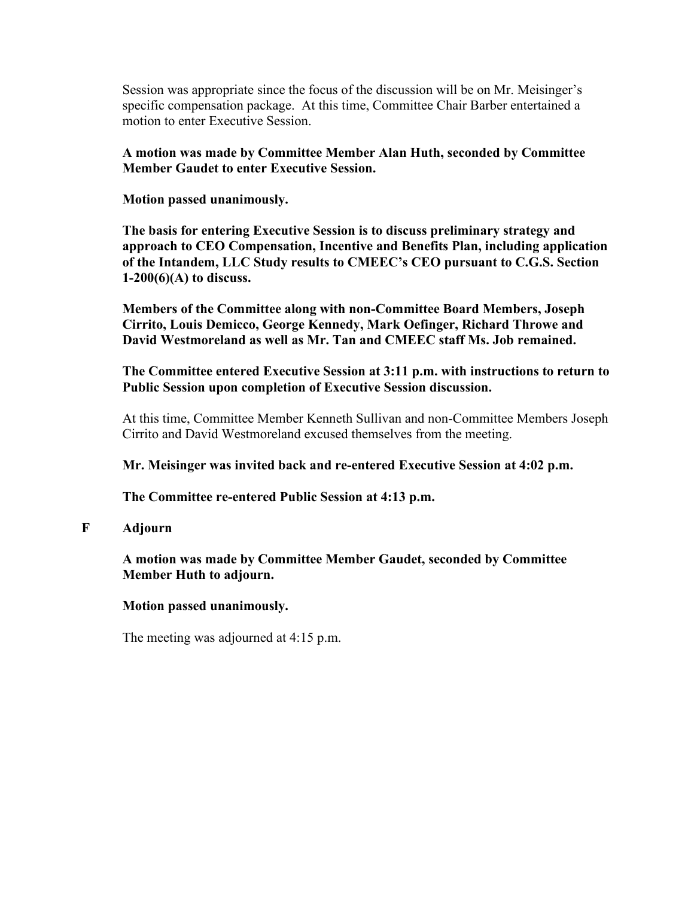Session was appropriate since the focus of the discussion will be on Mr. Meisinger's specific compensation package. At this time, Committee Chair Barber entertained a motion to enter Executive Session.

**A motion was made by Committee Member Alan Huth, seconded by Committee Member Gaudet to enter Executive Session.**

**Motion passed unanimously.**

**The basis for entering Executive Session is to discuss preliminary strategy and approach to CEO Compensation, Incentive and Benefits Plan, including application of the Intandem, LLC Study results to CMEEC's CEO pursuant to C.G.S. Section 1-200(6)(A) to discuss.**

**Members of the Committee along with non-Committee Board Members, Joseph Cirrito, Louis Demicco, George Kennedy, Mark Oefinger, Richard Throwe and David Westmoreland as well as Mr. Tan and CMEEC staff Ms. Job remained.**

**The Committee entered Executive Session at 3:11 p.m. with instructions to return to Public Session upon completion of Executive Session discussion.**

At this time, Committee Member Kenneth Sullivan and non-Committee Members Joseph Cirrito and David Westmoreland excused themselves from the meeting.

**Mr. Meisinger was invited back and re-entered Executive Session at 4:02 p.m.**

**The Committee re-entered Public Session at 4:13 p.m.**

**F Adjourn**

**A motion was made by Committee Member Gaudet, seconded by Committee Member Huth to adjourn.**

**Motion passed unanimously.**

The meeting was adjourned at 4:15 p.m.